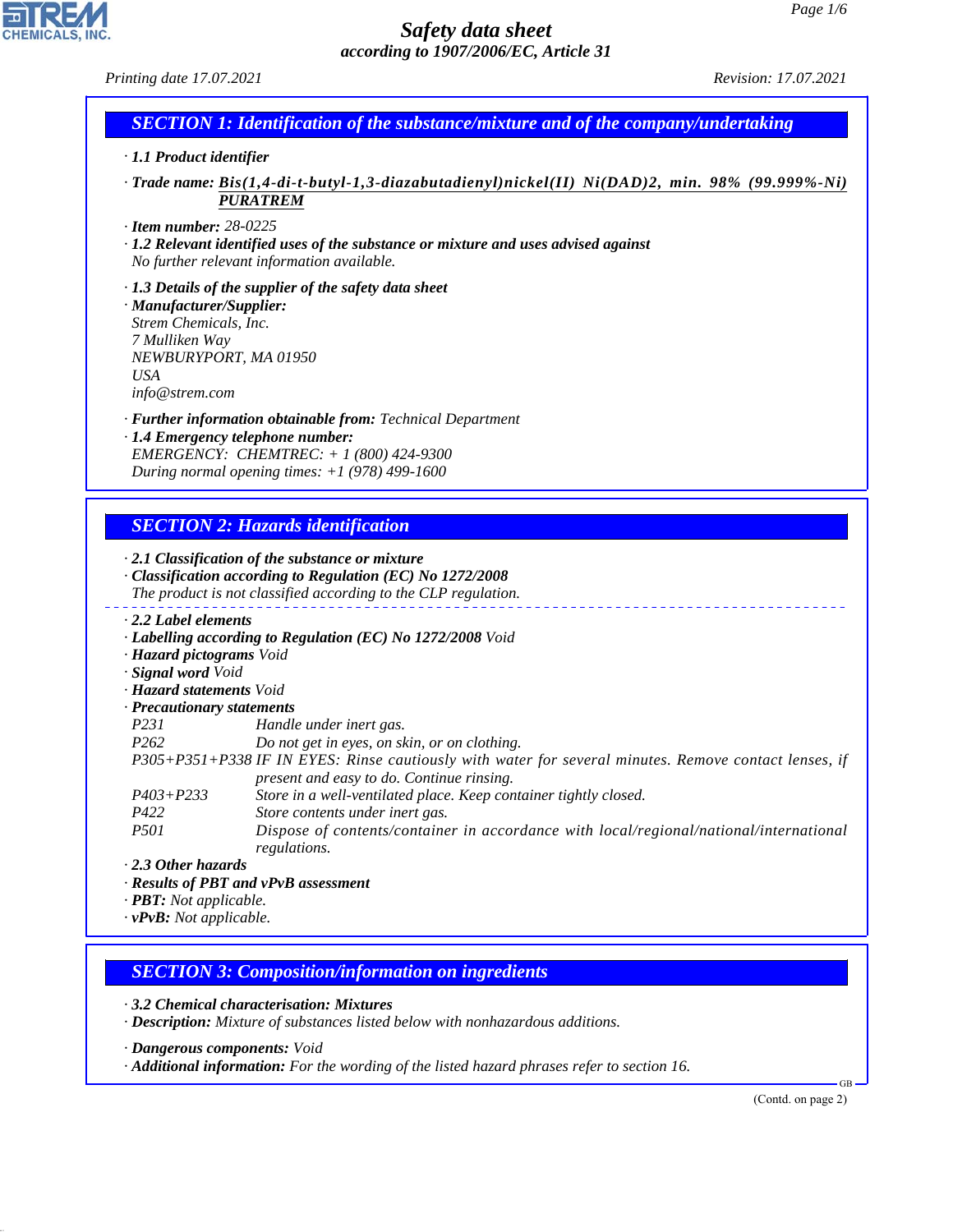# Safety data sheet
*according to 1907/2006/EC, Article 31*

*Printing date 17.07.2021* *Revision: 17.07.2021*

## SECTION 1: Identification of the substance/mixture and of the company/undertaking

· **1.1 Product identifier**

· **Trade name: Bis(1,4-di-t-butyl-1,3-diazabutadienyl)nickel(II) Ni(DAD)2, min. 98% (99.999%-Ni) PURATREM**

· **Item number:** 28-0225

· **1.2 Relevant identified uses of the substance or mixture and uses advised against**
No further relevant information available.

· **1.3 Details of the supplier of the safety data sheet**

· **Manufacturer/Supplier:**
Strem Chemicals, Inc.
7 Mulliken Way
NEWBURYPORT, MA 01950
USA
info@strem.com

· **Further information obtainable from:** Technical Department

· **1.4 Emergency telephone number:**
EMERGENCY: CHEMTREC: + 1 (800) 424-9300
During normal opening times: +1 (978) 499-1600

## SECTION 2: Hazards identification

· **2.1 Classification of the substance or mixture**

· **Classification according to Regulation (EC) No 1272/2008**
The product is not classified according to the CLP regulation.

· **2.2 Label elements**

· **Labelling according to Regulation (EC) No 1272/2008** Void

· **Hazard pictograms** Void

· **Signal word** Void

· **Hazard statements** Void

· **Precautionary statements**

P231 Handle under inert gas.
P262 Do not get in eyes, on skin, or on clothing.
P305+P351+P338 IF IN EYES: Rinse cautiously with water for several minutes. Remove contact lenses, if present and easy to do. Continue rinsing.
P403+P233 Store in a well-ventilated place. Keep container tightly closed.
P422 Store contents under inert gas.
P501 Dispose of contents/container in accordance with local/regional/national/international regulations.

· **2.3 Other hazards**

· **Results of PBT and vPvB assessment**

· **PBT:** Not applicable.

· **vPvB:** Not applicable.

## SECTION 3: Composition/information on ingredients

· **3.2 Chemical characterisation: Mixtures**

· **Description:** Mixture of substances listed below with nonhazardous additions.

· **Dangerous components:** Void

· **Additional information:** For the wording of the listed hazard phrases refer to section 16.

(Contd. on page 2)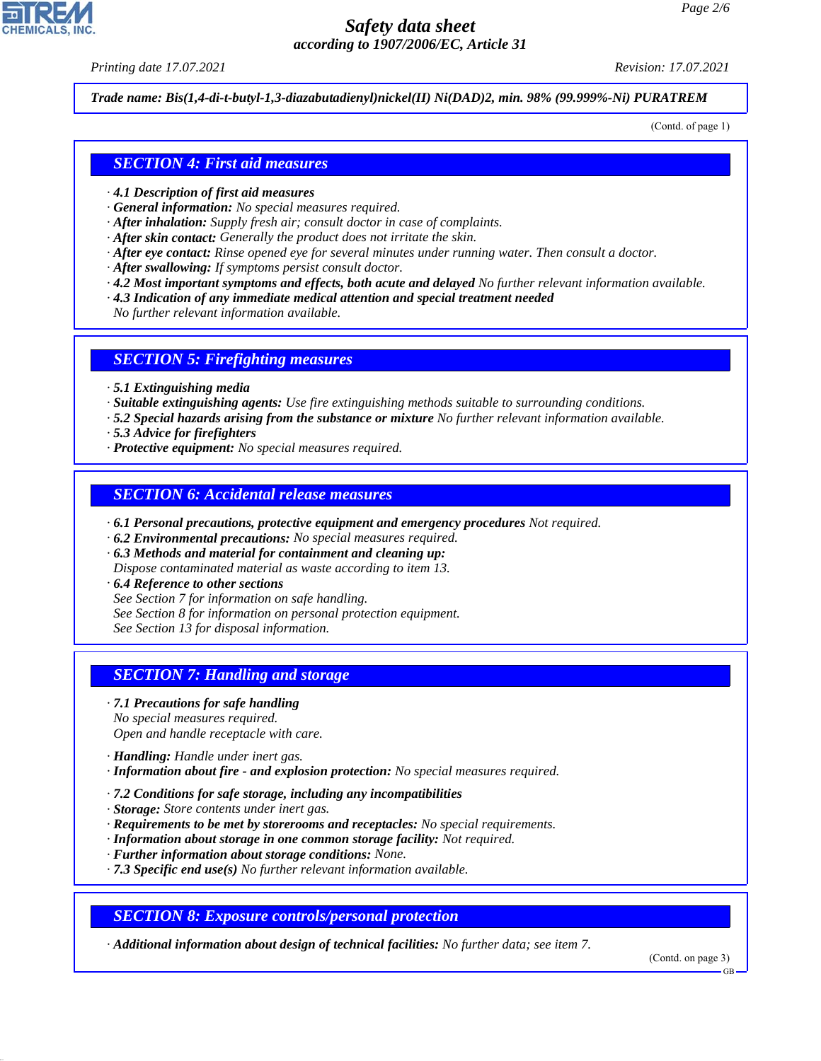*Safety data sheet*
*according to 1907/2006/EC, Article 31*

*Printing date 17.07.2021* *Revision: 17.07.2021*

***Trade name: Bis(1,4-di-t-butyl-1,3-diazabutadienyl)nickel(II) Ni(DAD)2, min. 98% (99.999%-Ni) PURATREM***

(Contd. of page 1)

## *SECTION 4: First aid measures*

· ***4.1 Description of first aid measures***
· ***General information:*** *No special measures required.*
· ***After inhalation:*** *Supply fresh air; consult doctor in case of complaints.*
· ***After skin contact:*** *Generally the product does not irritate the skin.*
· ***After eye contact:*** *Rinse opened eye for several minutes under running water. Then consult a doctor.*
· ***After swallowing:*** *If symptoms persist consult doctor.*
· ***4.2 Most important symptoms and effects, both acute and delayed*** *No further relevant information available.*
· ***4.3 Indication of any immediate medical attention and special treatment needed***
*No further relevant information available.*

## *SECTION 5: Firefighting measures*

· ***5.1 Extinguishing media***
· ***Suitable extinguishing agents:*** *Use fire extinguishing methods suitable to surrounding conditions.*
· ***5.2 Special hazards arising from the substance or mixture*** *No further relevant information available.*
· ***5.3 Advice for firefighters***
· ***Protective equipment:*** *No special measures required.*

## *SECTION 6: Accidental release measures*

· ***6.1 Personal precautions, protective equipment and emergency procedures*** *Not required.*
· ***6.2 Environmental precautions:*** *No special measures required.*
· ***6.3 Methods and material for containment and cleaning up:***
*Dispose contaminated material as waste according to item 13.*
· ***6.4 Reference to other sections***
*See Section 7 for information on safe handling.*
*See Section 8 for information on personal protection equipment.*
*See Section 13 for disposal information.*

## *SECTION 7: Handling and storage*

· ***7.1 Precautions for safe handling***
*No special measures required.*
*Open and handle receptacle with care.*

· ***Handling:*** *Handle under inert gas.*
· ***Information about fire - and explosion protection:*** *No special measures required.*

· ***7.2 Conditions for safe storage, including any incompatibilities***
· ***Storage:*** *Store contents under inert gas.*
· ***Requirements to be met by storerooms and receptacles:*** *No special requirements.*
· ***Information about storage in one common storage facility:*** *Not required.*
· ***Further information about storage conditions:*** *None.*
· ***7.3 Specific end use(s)*** *No further relevant information available.*

## *SECTION 8: Exposure controls/personal protection*

· ***Additional information about design of technical facilities:*** *No further data; see item 7.*

(Contd. on page 3)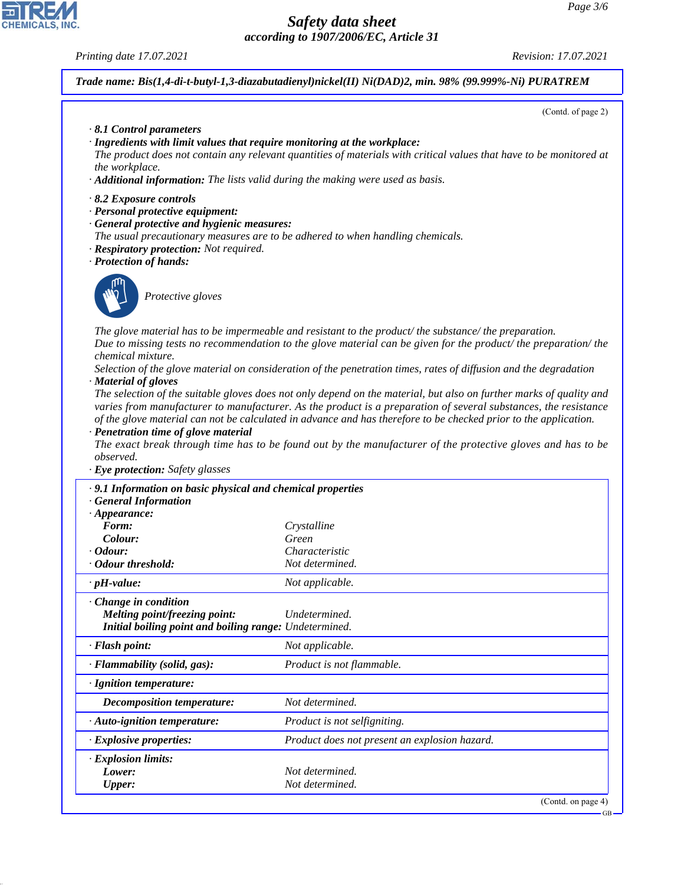**Trade name: Bis(1,4-di-t-butyl-1,3-diazabutadienyl)nickel(II) Ni(DAD)2, min. 98% (99.999%-Ni) PURATREM**

(Contd. of page 2)

· **8.1 Control parameters**
· **Ingredients with limit values that require monitoring at the workplace:**
The product does not contain any relevant quantities of materials with critical values that have to be monitored at the workplace.
· **Additional information:** The lists valid during the making were used as basis.

· **8.2 Exposure controls**
· **Personal protective equipment:**
· **General protective and hygienic measures:**
The usual precautionary measures are to be adhered to when handling chemicals.
· **Respiratory protection:** Not required.
· **Protection of hands:**

Protective gloves

The glove material has to be impermeable and resistant to the product/ the substance/ the preparation.
Due to missing tests no recommendation to the glove material can be given for the product/ the preparation/ the chemical mixture.
Selection of the glove material on consideration of the penetration times, rates of diffusion and the degradation
· **Material of gloves**
The selection of the suitable gloves does not only depend on the material, but also on further marks of quality and varies from manufacturer to manufacturer. As the product is a preparation of several substances, the resistance of the glove material can not be calculated in advance and has therefore to be checked prior to the application.
· **Penetration time of glove material**
The exact break through time has to be found out by the manufacturer of the protective gloves and has to be observed.
· **Eye protection:** Safety glasses

· **9.1 Information on basic physical and chemical properties**
· **General Information**

| Property | Value |
|---|---|
| · **Appearance:** | |
| **Form:** | Crystalline |
| **Colour:** | Green |
| · **Odour:** | Characteristic |
| · **Odour threshold:** | Not determined. |
| · **pH-value:** | Not applicable. |
| · **Change in condition** | |
| **Melting point/freezing point:** | Undetermined. |
| **Initial boiling point and boiling range:** | Undetermined. |
| · **Flash point:** | Not applicable. |
| · **Flammability (solid, gas):** | Product is not flammable. |
| · **Ignition temperature:** | |
| **Decomposition temperature:** | Not determined. |
| · **Auto-ignition temperature:** | Product is not selfigniting. |
| · **Explosive properties:** | Product does not present an explosion hazard. |
| · **Explosion limits:** | |
| **Lower:** | Not determined. |
| **Upper:** | Not determined. |

(Contd. on page 4)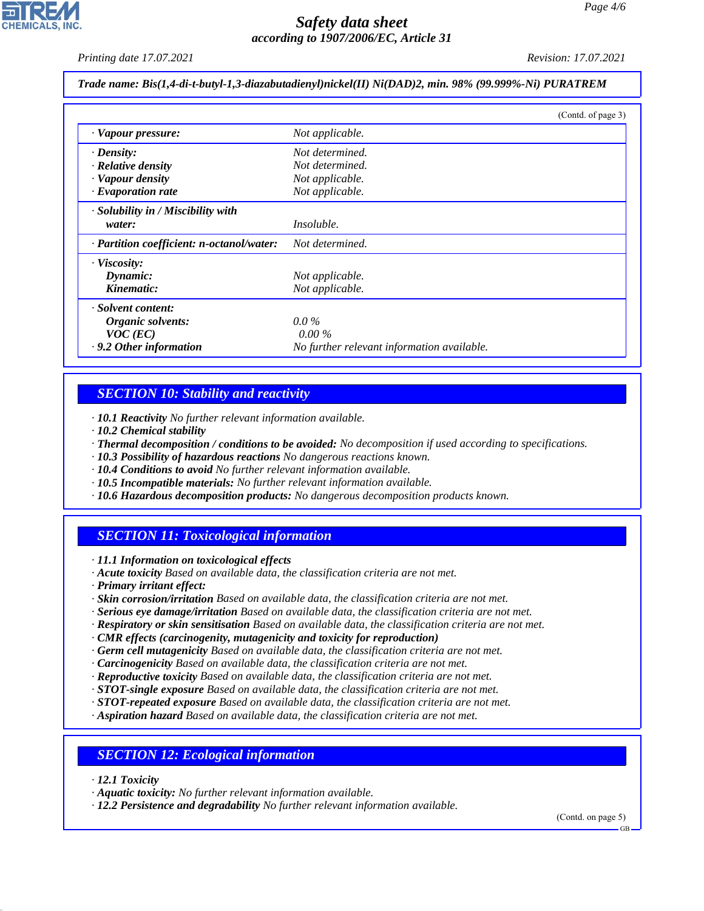**Trade name: Bis(1,4-di-t-butyl-1,3-diazabutadienyl)nickel(II) Ni(DAD)2, min. 98% (99.999%-Ni) PURATREM**

(Contd. of page 3)

| | |
|---|---|
| · **Vapour pressure:** | Not applicable. |
| · **Density:** | Not determined. |
| · **Relative density** | Not determined. |
| · **Vapour density** | Not applicable. |
| · **Evaporation rate** | Not applicable. |
| · **Solubility in / Miscibility with water:** | Insoluble. |
| · **Partition coefficient: n-octanol/water:** | Not determined. |
| · **Viscosity:** | |
| **Dynamic:** | Not applicable. |
| **Kinematic:** | Not applicable. |
| · **Solvent content:** | |
| **Organic solvents:** | 0.0 % |
| **VOC (EC)** | 0.00 % |
| · **9.2 Other information** | No further relevant information available. |

## SECTION 10: Stability and reactivity

· **10.1 Reactivity** No further relevant information available.
· **10.2 Chemical stability**
· **Thermal decomposition / conditions to be avoided:** No decomposition if used according to specifications.
· **10.3 Possibility of hazardous reactions** No dangerous reactions known.
· **10.4 Conditions to avoid** No further relevant information available.
· **10.5 Incompatible materials:** No further relevant information available.
· **10.6 Hazardous decomposition products:** No dangerous decomposition products known.

## SECTION 11: Toxicological information

· **11.1 Information on toxicological effects**
· **Acute toxicity** Based on available data, the classification criteria are not met.
· **Primary irritant effect:**
· **Skin corrosion/irritation** Based on available data, the classification criteria are not met.
· **Serious eye damage/irritation** Based on available data, the classification criteria are not met.
· **Respiratory or skin sensitisation** Based on available data, the classification criteria are not met.
· **CMR effects (carcinogenity, mutagenicity and toxicity for reproduction)**
· **Germ cell mutagenicity** Based on available data, the classification criteria are not met.
· **Carcinogenicity** Based on available data, the classification criteria are not met.
· **Reproductive toxicity** Based on available data, the classification criteria are not met.
· **STOT-single exposure** Based on available data, the classification criteria are not met.
· **STOT-repeated exposure** Based on available data, the classification criteria are not met.
· **Aspiration hazard** Based on available data, the classification criteria are not met.

## SECTION 12: Ecological information

· **12.1 Toxicity**
· **Aquatic toxicity:** No further relevant information available.
· **12.2 Persistence and degradability** No further relevant information available.

(Contd. on page 5)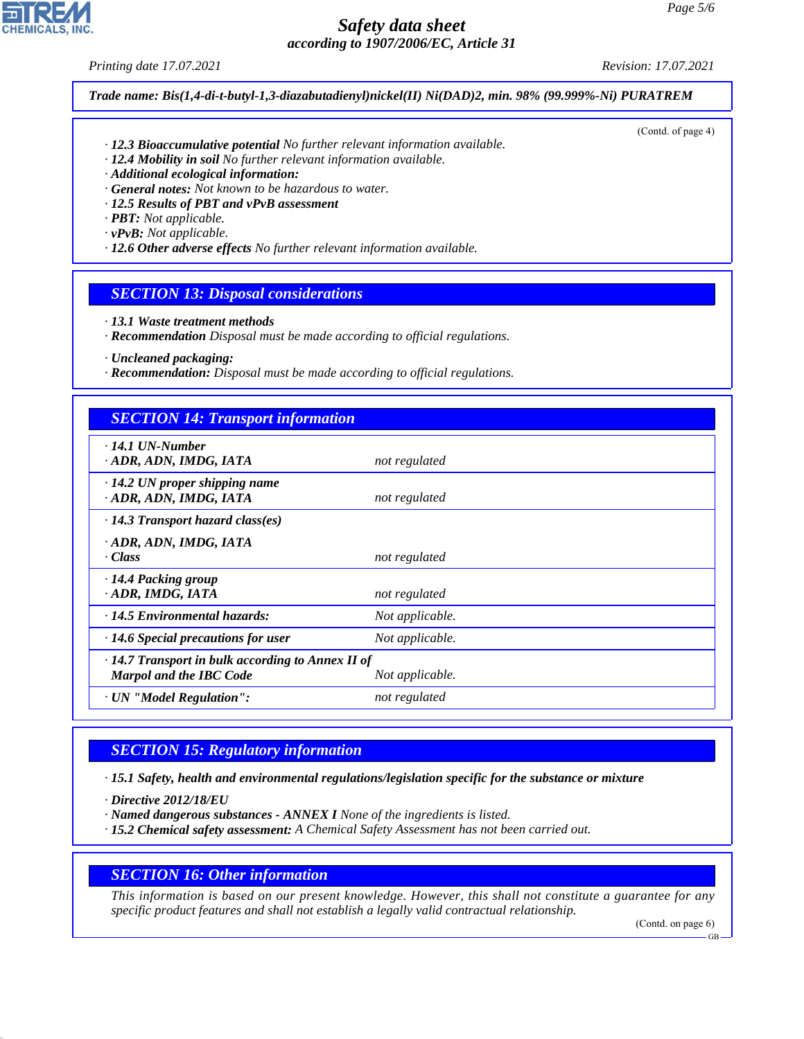*Trade name: Bis(1,4-di-t-butyl-1,3-diazabutadienyl)nickel(II) Ni(DAD)2, min. 98% (99.999%-Ni) PURATREM*

(Contd. of page 4)

· ***12.3 Bioaccumulative potential*** *No further relevant information available.*
· ***12.4 Mobility in soil*** *No further relevant information available.*
· ***Additional ecological information:***
· ***General notes:*** *Not known to be hazardous to water.*
· ***12.5 Results of PBT and vPvB assessment***
· ***PBT:*** *Not applicable.*
· ***vPvB:*** *Not applicable.*
· ***12.6 Other adverse effects*** *No further relevant information available.*

## SECTION 13: Disposal considerations

· ***13.1 Waste treatment methods***
· ***Recommendation*** *Disposal must be made according to official regulations.*

· ***Uncleaned packaging:***
· ***Recommendation:*** *Disposal must be made according to official regulations.*

## SECTION 14: Transport information

| | |
|---|---|
| · **14.1 UN-Number**<br>· **ADR, ADN, IMDG, IATA** | not regulated |
| · **14.2 UN proper shipping name**<br>· **ADR, ADN, IMDG, IATA** | not regulated |
| · **14.3 Transport hazard class(es)**<br>· **ADR, ADN, IMDG, IATA**<br>· **Class** | not regulated |
| · **14.4 Packing group**<br>· **ADR, IMDG, IATA** | not regulated |
| · **14.5 Environmental hazards:** | Not applicable. |
| · **14.6 Special precautions for user** | Not applicable. |
| · **14.7 Transport in bulk according to Annex II of Marpol and the IBC Code** | Not applicable. |
| · **UN "Model Regulation":** | not regulated |

## SECTION 15: Regulatory information

· ***15.1 Safety, health and environmental regulations/legislation specific for the substance or mixture***

· ***Directive 2012/18/EU***
· ***Named dangerous substances - ANNEX I*** *None of the ingredients is listed.*
· ***15.2 Chemical safety assessment:*** *A Chemical Safety Assessment has not been carried out.*

## SECTION 16: Other information

*This information is based on our present knowledge. However, this shall not constitute a guarantee for any specific product features and shall not establish a legally valid contractual relationship.*

(Contd. on page 6)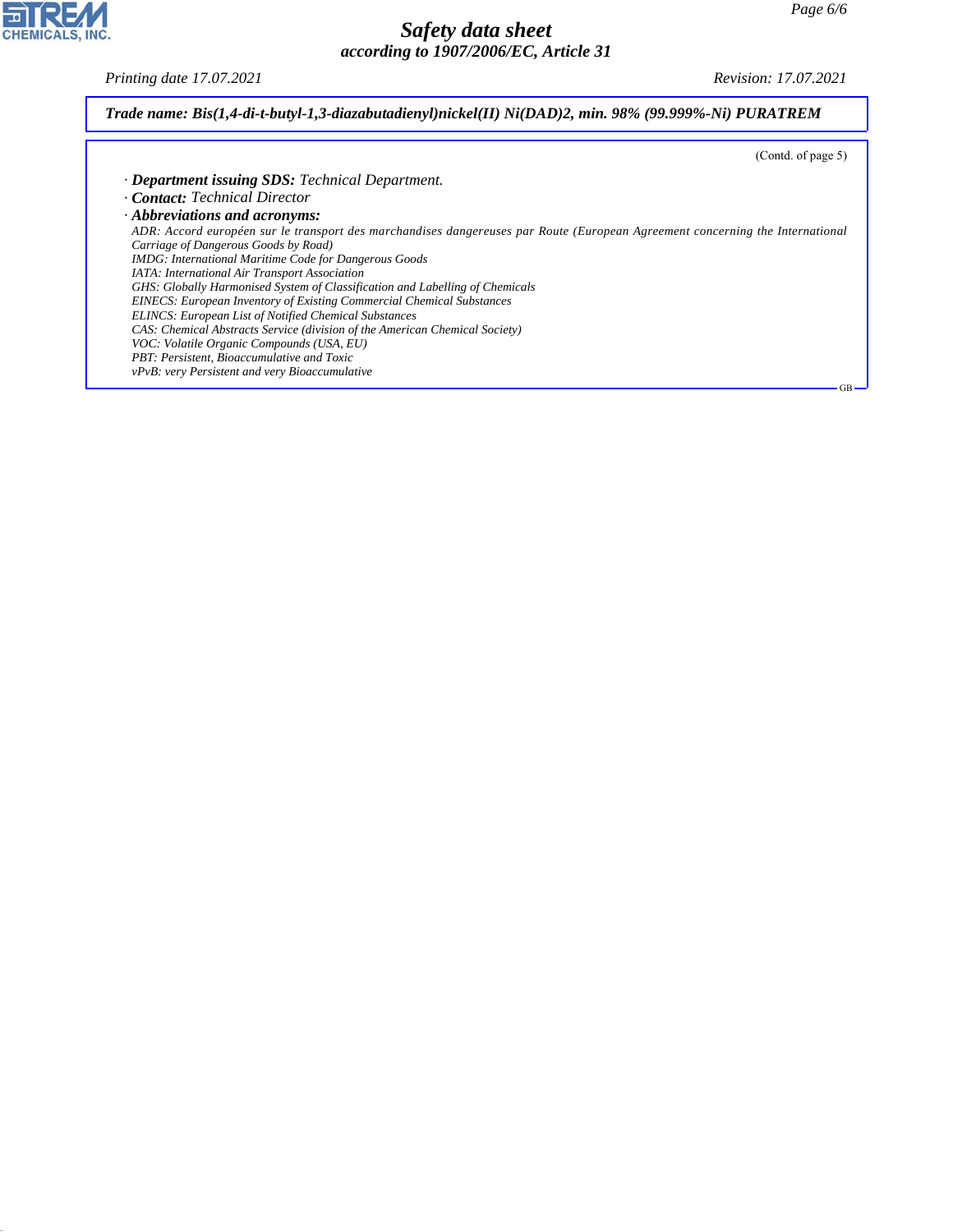*Trade name: Bis(1,4-di-t-butyl-1,3-diazabutadienyl)nickel(II) Ni(DAD)2, min. 98% (99.999%-Ni) PURATREM*

(Contd. of page 5)

· ***Department issuing SDS:*** *Technical Department.*
· ***Contact:*** *Technical Director*
· ***Abbreviations and acronyms:***
*ADR: Accord européen sur le transport des marchandises dangereuses par Route (European Agreement concerning the International Carriage of Dangerous Goods by Road)*
*IMDG: International Maritime Code for Dangerous Goods*
*IATA: International Air Transport Association*
*GHS: Globally Harmonised System of Classification and Labelling of Chemicals*
*EINECS: European Inventory of Existing Commercial Chemical Substances*
*ELINCS: European List of Notified Chemical Substances*
*CAS: Chemical Abstracts Service (division of the American Chemical Society)*
*VOC: Volatile Organic Compounds (USA, EU)*
*PBT: Persistent, Bioaccumulative and Toxic*
*vPvB: very Persistent and very Bioaccumulative*

GB